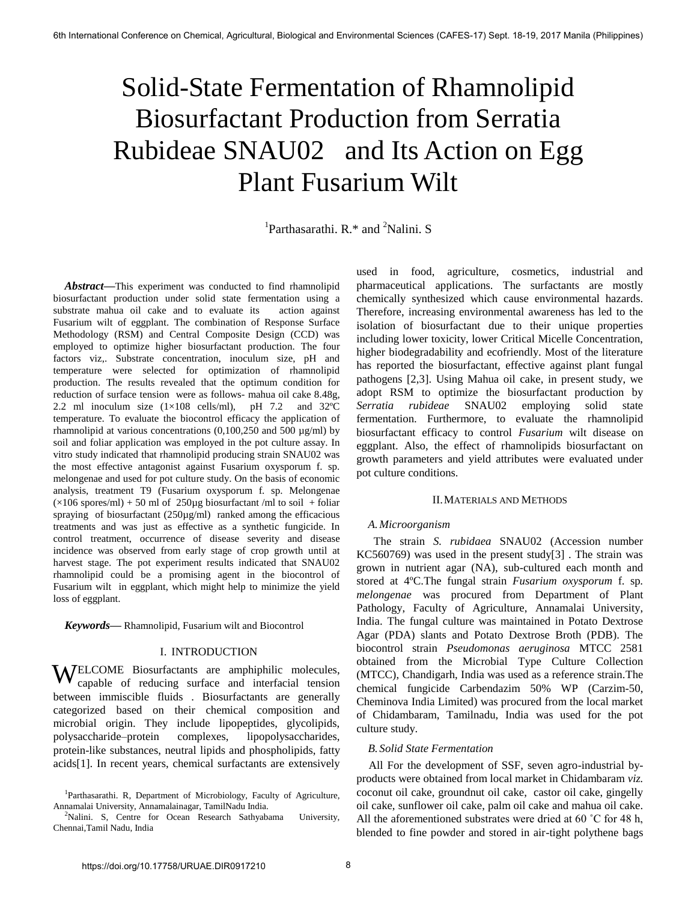# Solid-State Fermentation of Rhamnolipid Biosurfactant Production from Serratia Rubideae SNAU02 and Its Action on Egg Plant Fusarium Wilt

[1]Parthasarathi. R.* and [2]Nalini. S

***Abstract*—**This experiment was conducted to find rhamnolipid biosurfactant production under solid state fermentation using a substrate mahua oil cake and to evaluate its action against Fusarium wilt of eggplant. The combination of Response Surface Methodology (RSM) and Central Composite Design (CCD) was employed to optimize higher biosurfactant production. The four factors viz,. Substrate concentration, inoculum size, pH and temperature were selected for optimization of rhamnolipid production. The results revealed that the optimum condition for reduction of surface tension were as follows- mahua oil cake 8.48g, 2.2 ml inoculum size (1×108 cells/ml), pH 7.2 and 32ºC temperature. To evaluate the biocontrol efficacy the application of rhamnolipid at various concentrations (0,100,250 and 500 µg/ml) by soil and foliar application was employed in the pot culture assay. In vitro study indicated that rhamnolipid producing strain SNAU02 was the most effective antagonist against Fusarium oxysporum f. sp. melongenae and used for pot culture study. On the basis of economic analysis, treatment T9 (Fusarium oxysporum f. sp. Melongenae (×106 spores/ml) + 50 ml of 250µg biosurfactant /ml to soil + foliar spraying of biosurfactant (250µg/ml) ranked among the efficacious treatments and was just as effective as a synthetic fungicide. In control treatment, occurrence of disease severity and disease incidence was observed from early stage of crop growth until at harvest stage. The pot experiment results indicated that SNAU02 rhamnolipid could be a promising agent in the biocontrol of Fusarium wilt in eggplant, which might help to minimize the yield loss of eggplant.

***Keywords*—** Rhamnolipid, Fusarium wilt and Biocontrol

## I. INTRODUCTION

WELCOME Biosurfactants are amphiphilic molecules, capable of reducing surface and interfacial tension between immiscible fluids . Biosurfactants are generally categorized based on their chemical composition and microbial origin. They include lipopeptides, glycolipids, polysaccharide–protein complexes, lipopolysaccharides, protein-like substances, neutral lipids and phospholipids, fatty acids[1]. In recent years, chemical surfactants are extensively used in food, agriculture, cosmetics, industrial and pharmaceutical applications. The surfactants are mostly chemically synthesized which cause environmental hazards. Therefore, increasing environmental awareness has led to the isolation of biosurfactant due to their unique properties including lower toxicity, lower Critical Micelle Concentration, higher biodegradability and ecofriendly. Most of the literature has reported the biosurfactant, effective against plant fungal pathogens [2,3]. Using Mahua oil cake, in present study, we adopt RSM to optimize the biosurfactant production by *Serratia rubideae* SNAU02 employing solid state fermentation. Furthermore, to evaluate the rhamnolipid biosurfactant efficacy to control *Fusarium* wilt disease on eggplant. Also, the effect of rhamnolipids biosurfactant on growth parameters and yield attributes were evaluated under pot culture conditions.

## II. MATERIALS AND METHODS

### A. Microorganism

The strain *S. rubidaea* SNAU02 (Accession number KC560769) was used in the present study[3] . The strain was grown in nutrient agar (NA), sub-cultured each month and stored at 4ºC.The fungal strain *Fusarium oxysporum* f. sp. *melongenae* was procured from Department of Plant Pathology, Faculty of Agriculture, Annamalai University, India. The fungal culture was maintained in Potato Dextrose Agar (PDA) slants and Potato Dextrose Broth (PDB). The biocontrol strain *Pseudomonas aeruginosa* MTCC 2581 obtained from the Microbial Type Culture Collection (MTCC), Chandigarh, India was used as a reference strain.The chemical fungicide Carbendazim 50% WP (Carzim-50, Cheminova India Limited) was procured from the local market of Chidambaram, Tamilnadu, India was used for the pot culture study.

### B. Solid State Fermentation

All For the development of SSF, seven agro-industrial by-products were obtained from local market in Chidambaram *viz.* coconut oil cake, groundnut oil cake, castor oil cake, gingelly oil cake, sunflower oil cake, palm oil cake and mahua oil cake. All the aforementioned substrates were dried at 60 ˚C for 48 h, blended to fine powder and stored in air-tight polythene bags

[1]Parthasarathi. R, Department of Microbiology, Faculty of Agriculture, Annamalai University, Annamalainagar, TamilNadu India.

[2]Nalini. S, Centre for Ocean Research Sathyabama University, Chennai,Tamil Nadu, India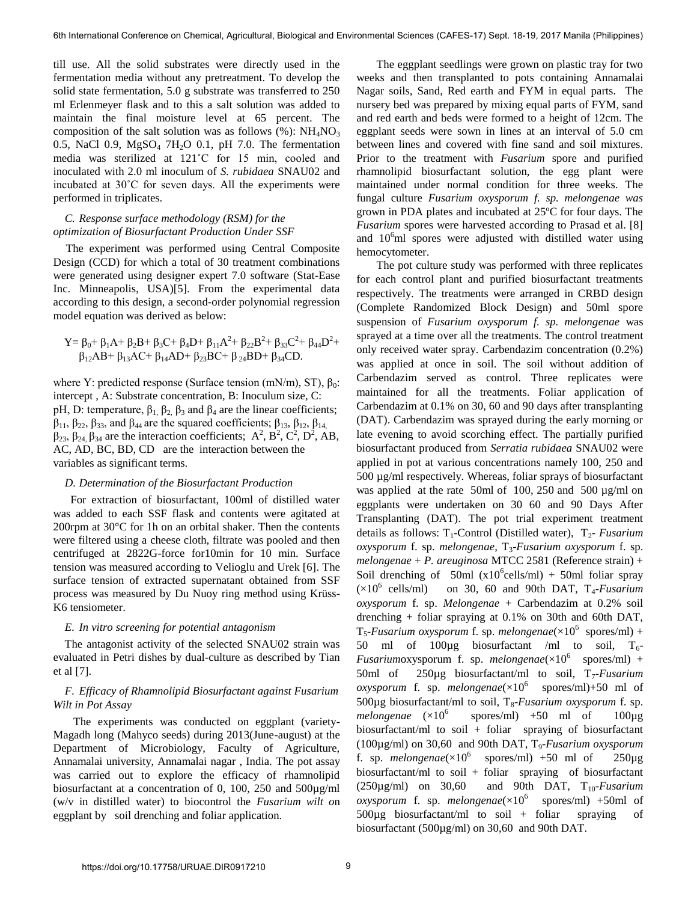till use. All the solid substrates were directly used in the fermentation media without any pretreatment. To develop the solid state fermentation, 5.0 g substrate was transferred to 250 ml Erlenmeyer flask and to this a salt solution was added to maintain the final moisture level at 65 percent. The composition of the salt solution was as follows (%): $NH_4NO_3$ 0.5, NaCl 0.9, $MgSO_4$ $7H_2O$ 0.1, pH 7.0. The fermentation media was sterilized at 121˚C for 15 min, cooled and inoculated with 2.0 ml inoculum of *S. rubidaea* SNAU02 and incubated at 30˚C for seven days. All the experiments were performed in triplicates.

### *C. Response surface methodology (RSM) for the optimization of Biosurfactant Production Under SSF*

The experiment was performed using Central Composite Design (CCD) for which a total of 30 treatment combinations were generated using designer expert 7.0 software (Stat-Ease Inc. Minneapolis, USA)[5]. From the experimental data according to this design, a second-order polynomial regression model equation was derived as below:

$$Y= \beta_0+ \beta_1A+ \beta_2B+ \beta_3C+ \beta_4D+ \beta_{11}A^2+ \beta_{22}B^2+ \beta_{33}C^2+ \beta_{44}D^2+ \beta_{12}AB+ \beta_{13}AC+ \beta_{14}AD+ \beta_{23}BC+ \beta_{24}BD+ \beta_{34}CD.$$

where Y: predicted response (Surface tension (mN/m), ST), $\beta_0$: intercept , A: Substrate concentration, B: Inoculum size, C: pH, D: temperature, $\beta_1$, $\beta_2$, $\beta_3$ and $\beta_4$ are the linear coefficients; $\beta_{11}$, $\beta_{22}$, $\beta_{33}$, and $\beta_{44}$ are the squared coefficients; $\beta_{13}$, $\beta_{12}$, $\beta_{14}$, $\beta_{23}$, $\beta_{24}$, $\beta_{34}$ are the interaction coefficients; $A^2$, $B^2$, $C^2$, $D^2$, AB, AC, AD, BC, BD, CD are the interaction between the variables as significant terms.

### *D. Determination of the Biosurfactant Production*

For extraction of biosurfactant, 100ml of distilled water was added to each SSF flask and contents were agitated at 200rpm at 30°C for 1h on an orbital shaker. Then the contents were filtered using a cheese cloth, filtrate was pooled and then centrifuged at 2822G-force for10min for 10 min. Surface tension was measured according to Velioglu and Urek [6]. The surface tension of extracted supernatant obtained from SSF process was measured by Du Nuoy ring method using Krüss-K6 tensiometer.

### *E. In vitro screening for potential antagonism*

The antagonist activity of the selected SNAU02 strain was evaluated in Petri dishes by dual-culture as described by Tian et al [7].

### *F. Efficacy of Rhamnolipid Biosurfactant against Fusarium Wilt in Pot Assay*

The experiments was conducted on eggplant (variety-Magadh long (Mahyco seeds) during 2013(June-august) at the Department of Microbiology, Faculty of Agriculture, Annamalai university, Annamalai nagar , India. The pot assay was carried out to explore the efficacy of rhamnolipid biosurfactant at a concentration of 0, 100, 250 and 500µg/ml (w/v in distilled water) to biocontrol the *Fusarium wilt o*n eggplant by soil drenching and foliar application.

The eggplant seedlings were grown on plastic tray for two weeks and then transplanted to pots containing Annamalai Nagar soils, Sand, Red earth and FYM in equal parts. The nursery bed was prepared by mixing equal parts of FYM, sand and red earth and beds were formed to a height of 12cm. The eggplant seeds were sown in lines at an interval of 5.0 cm between lines and covered with fine sand and soil mixtures. Prior to the treatment with *Fusarium* spore and purified rhamnolipid biosurfactant solution, the egg plant were maintained under normal condition for three weeks. The fungal culture *Fusarium oxysporum f. sp. melongenae was* grown in PDA plates and incubated at 25ºC for four days. The *Fusarium* spores were harvested according to Prasad et al. [8] and $10^6$ml spores were adjusted with distilled water using hemocytometer.

The pot culture study was performed with three replicates for each control plant and purified biosurfactant treatments respectively. The treatments were arranged in CRBD design (Complete Randomized Block Design) and 50ml spore suspension of *Fusarium oxysporum f. sp. melongenae* was sprayed at a time over all the treatments. The control treatment only received water spray. Carbendazim concentration (0.2%) was applied at once in soil. The soil without addition of Carbendazim served as control. Three replicates were maintained for all the treatments. Foliar application of Carbendazim at 0.1% on 30, 60 and 90 days after transplanting (DAT). Carbendazim was sprayed during the early morning or late evening to avoid scorching effect. The partially purified biosurfactant produced from *Serratia rubidaea* SNAU02 were applied in pot at various concentrations namely 100, 250 and 500 µg/ml respectively. Whereas, foliar sprays of biosurfactant was applied at the rate 50ml of 100, 250 and 500 µg/ml on eggplants were undertaken on 30 60 and 90 Days After Transplanting (DAT). The pot trial experiment treatment details as follows: $T_1$-Control (Distilled water), $T_2$- *Fusarium oxysporum* f. sp. *melongenae*, $T_3$-*Fusarium oxysporum* f. sp. *melongenae* + *P. areuginosa* MTCC 2581 (Reference strain) + Soil drenching of 50ml ($x10^6$cells/ml) + 50ml foliar spray ($\times10^6$ cells/ml) on 30, 60 and 90th DAT, $T_4$-*Fusarium oxysporum* f. sp. *Melongenae* + Carbendazim at 0.2% soil drenching + foliar spraying at 0.1% on 30th and 60th DAT, $T_5$-*Fusarium oxysporum* f. sp. *melongenae*($\times10^6$ spores/ml) + 50 ml of 100µg biosurfactant /ml to soil, $T_6$-*Fusarium*oxysporum f. sp. *melongenae*($\times10^6$ spores/ml) + 50ml of 250µg biosurfactant/ml to soil, $T_7$-*Fusarium oxysporum* f. sp. *melongenae*($\times10^6$ spores/ml)+50 ml of 500µg biosurfactant/ml to soil, $T_8$-*Fusarium oxysporum* f. sp. *melongenae* ($\times10^6$ spores/ml) +50 ml of 100µg biosurfactant/ml to soil + foliar spraying of biosurfactant (100µg/ml) on 30,60 and 90th DAT, $T_9$-*Fusarium oxysporum* f. sp. *melongenae*($\times10^6$ spores/ml) +50 ml of 250µg biosurfactant/ml to soil + foliar spraying of biosurfactant (250µg/ml) on 30,60 and 90th DAT, $T_{10}$-*Fusarium oxysporum* f. sp. *melongenae*($\times10^6$ spores/ml) +50ml of 500µg biosurfactant/ml to soil + foliar spraying of biosurfactant (500µg/ml) on 30,60 and 90th DAT.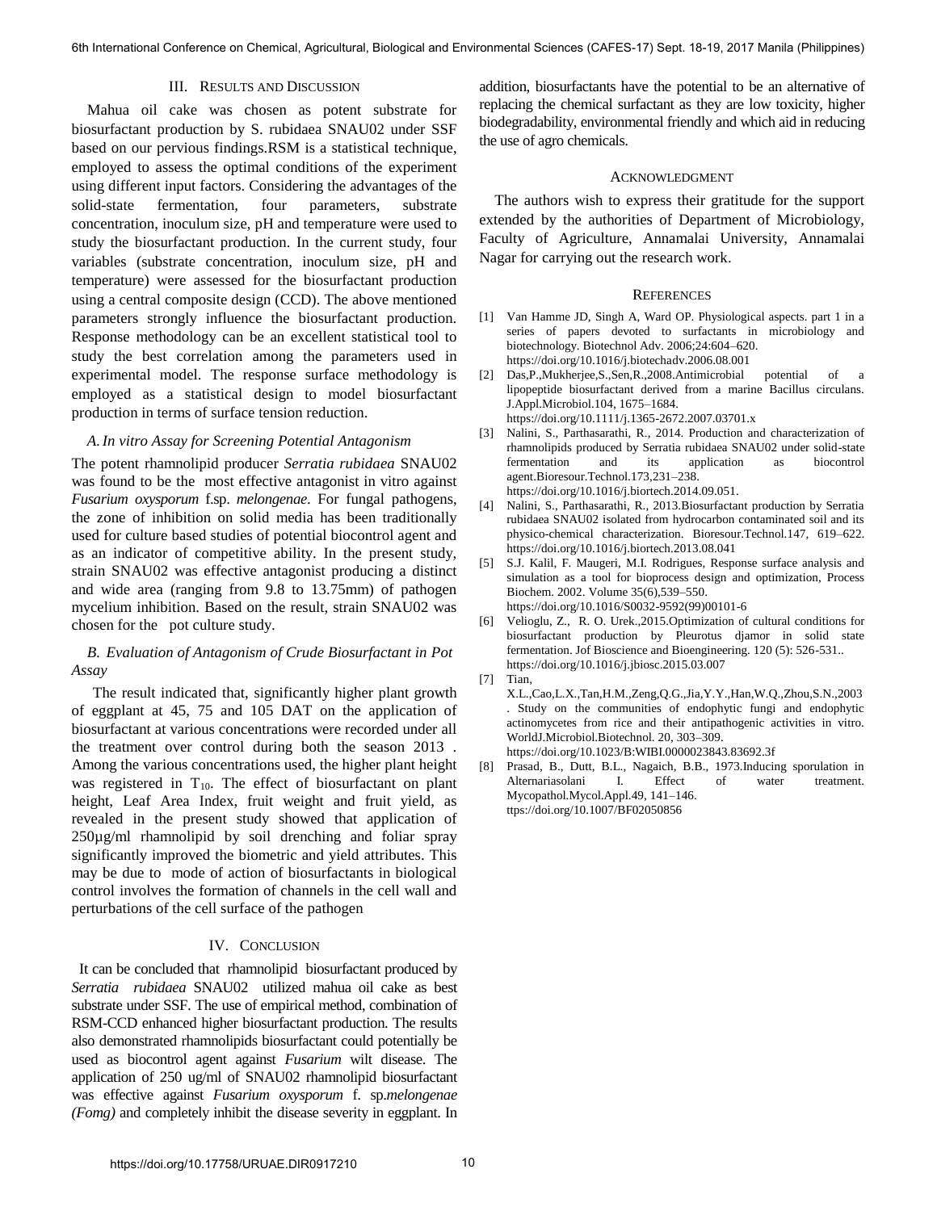## III. Results and Discussion

Mahua oil cake was chosen as potent substrate for biosurfactant production by S. rubidaea SNAU02 under SSF based on our pervious findings.RSM is a statistical technique, employed to assess the optimal conditions of the experiment using different input factors. Considering the advantages of the solid-state fermentation, four parameters, substrate concentration, inoculum size, pH and temperature were used to study the biosurfactant production. In the current study, four variables (substrate concentration, inoculum size, pH and temperature) were assessed for the biosurfactant production using a central composite design (CCD). The above mentioned parameters strongly influence the biosurfactant production. Response methodology can be an excellent statistical tool to study the best correlation among the parameters used in experimental model. The response surface methodology is employed as a statistical design to model biosurfactant production in terms of surface tension reduction.

### *A. In vitro Assay for Screening Potential Antagonism*

The potent rhamnolipid producer *Serratia rubidaea* SNAU02 was found to be the most effective antagonist in vitro against *Fusarium oxysporum* f.sp. *melongenae.* For fungal pathogens, the zone of inhibition on solid media has been traditionally used for culture based studies of potential biocontrol agent and as an indicator of competitive ability. In the present study, strain SNAU02 was effective antagonist producing a distinct and wide area (ranging from 9.8 to 13.75mm) of pathogen mycelium inhibition. Based on the result, strain SNAU02 was chosen for the pot culture study.

### *B. Evaluation of Antagonism of Crude Biosurfactant in Pot Assay*

The result indicated that, significantly higher plant growth of eggplant at 45, 75 and 105 DAT on the application of biosurfactant at various concentrations were recorded under all the treatment over control during both the season 2013 . Among the various concentrations used, the higher plant height was registered in $T_{10}$. The effect of biosurfactant on plant height, Leaf Area Index, fruit weight and fruit yield, as revealed in the present study showed that application of 250µg/ml rhamnolipid by soil drenching and foliar spray significantly improved the biometric and yield attributes. This may be due to mode of action of biosurfactants in biological control involves the formation of channels in the cell wall and perturbations of the cell surface of the pathogen

## IV. Conclusion

It can be concluded that rhamnolipid biosurfactant produced by *Serratia rubidaea* SNAU02 utilized mahua oil cake as best substrate under SSF. The use of empirical method, combination of RSM-CCD enhanced higher biosurfactant production. The results also demonstrated rhamnolipids biosurfactant could potentially be used as biocontrol agent against *Fusarium* wilt disease. The application of 250 ug/ml of SNAU02 rhamnolipid biosurfactant was effective against *Fusarium oxysporum* f. sp.*melongenae (Fomg)* and completely inhibit the disease severity in eggplant. In addition, biosurfactants have the potential to be an alternative of replacing the chemical surfactant as they are low toxicity, higher biodegradability, environmental friendly and which aid in reducing the use of agro chemicals.

## Acknowledgment

The authors wish to express their gratitude for the support extended by the authorities of Department of Microbiology, Faculty of Agriculture, Annamalai University, Annamalai Nagar for carrying out the research work.

## References

[1] Van Hamme JD, Singh A, Ward OP. Physiological aspects. part 1 in a series of papers devoted to surfactants in microbiology and biotechnology. Biotechnol Adv. 2006;24:604–620. https://doi.org/10.1016/j.biotechadv.2006.08.001

[2] Das,P.,Mukherjee,S.,Sen,R.,2008.Antimicrobial potential of a lipopeptide biosurfactant derived from a marine Bacillus circulans. J.Appl.Microbiol.104, 1675–1684. https://doi.org/10.1111/j.1365-2672.2007.03701.x

[3] Nalini, S., Parthasarathi, R., 2014. Production and characterization of rhamnolipids produced by Serratia rubidaea SNAU02 under solid-state fermentation and its application as biocontrol agent.Bioresour.Technol.173,231–238. https://doi.org/10.1016/j.biortech.2014.09.051.

[4] Nalini, S., Parthasarathi, R., 2013.Biosurfactant production by Serratia rubidaea SNAU02 isolated from hydrocarbon contaminated soil and its physico-chemical characterization. Bioresour.Technol.147, 619–622. https://doi.org/10.1016/j.biortech.2013.08.041

[5] S.J. Kalil, F. Maugeri, M.I. Rodrigues, Response surface analysis and simulation as a tool for bioprocess design and optimization, Process Biochem. 2002. Volume 35(6),539–550. https://doi.org/10.1016/S0032-9592(99)00101-6

[6] Velioglu, Z., R. O. Urek.,2015.Optimization of cultural conditions for biosurfactant production by Pleurotus djamor in solid state fermentation. Jof Bioscience and Bioengineering. 120 (5): 526-531.. https://doi.org/10.1016/j.jbiosc.2015.03.007

[7] Tian, X.L.,Cao,L.X.,Tan,H.M.,Zeng,Q.G.,Jia,Y.Y.,Han,W.Q.,Zhou,S.N.,2003 . Study on the communities of endophytic fungi and endophytic actinomycetes from rice and their antipathogenic activities in vitro. WorldJ.Microbiol.Biotechnol. 20, 303–309. https://doi.org/10.1023/B:WIBI.0000023843.83692.3f

[8] Prasad, B., Dutt, B.L., Nagaich, B.B., 1973.Inducing sporulation in Alternariasolani I. Effect of water treatment. Mycopathol.Mycol.Appl.49, 141–146. ttps://doi.org/10.1007/BF02050856